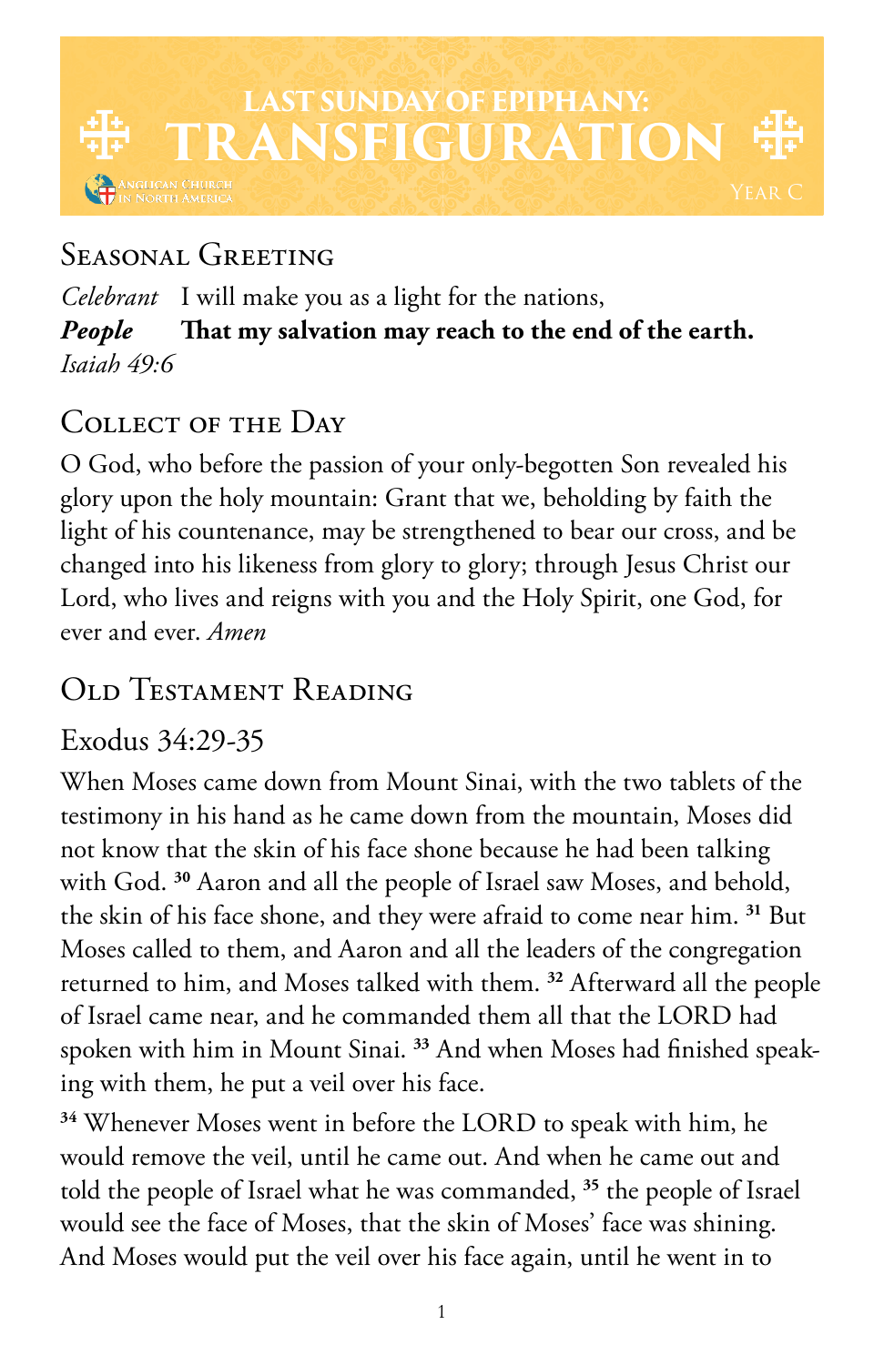# LAST SUNDAY OF EPIPHANY: TRANSFIGURATION

Anglican Church in North America

Year C

## Seasonal Greeting

*Celebrant* I will make you as a light for the nations,
***People*** **That my salvation may reach to the end of the earth.**
*Isaiah 49:6*

## Collect of the Day

O God, who before the passion of your only-begotten Son revealed his glory upon the holy mountain: Grant that we, beholding by faith the light of his countenance, may be strengthened to bear our cross, and be changed into his likeness from glory to glory; through Jesus Christ our Lord, who lives and reigns with you and the Holy Spirit, one God, for ever and ever. *Amen*

## Old Testament Reading

### Exodus 34:29-35

When Moses came down from Mount Sinai, with the two tablets of the testimony in his hand as he came down from the mountain, Moses did not know that the skin of his face shone because he had been talking with God. [30] Aaron and all the people of Israel saw Moses, and behold, the skin of his face shone, and they were afraid to come near him. [31] But Moses called to them, and Aaron and all the leaders of the congregation returned to him, and Moses talked with them. [32] Afterward all the people of Israel came near, and he commanded them all that the LORD had spoken with him in Mount Sinai. [33] And when Moses had finished speaking with them, he put a veil over his face.

[34] Whenever Moses went in before the LORD to speak with him, he would remove the veil, until he came out. And when he came out and told the people of Israel what he was commanded, [35] the people of Israel would see the face of Moses, that the skin of Moses' face was shining. And Moses would put the veil over his face again, until he went in to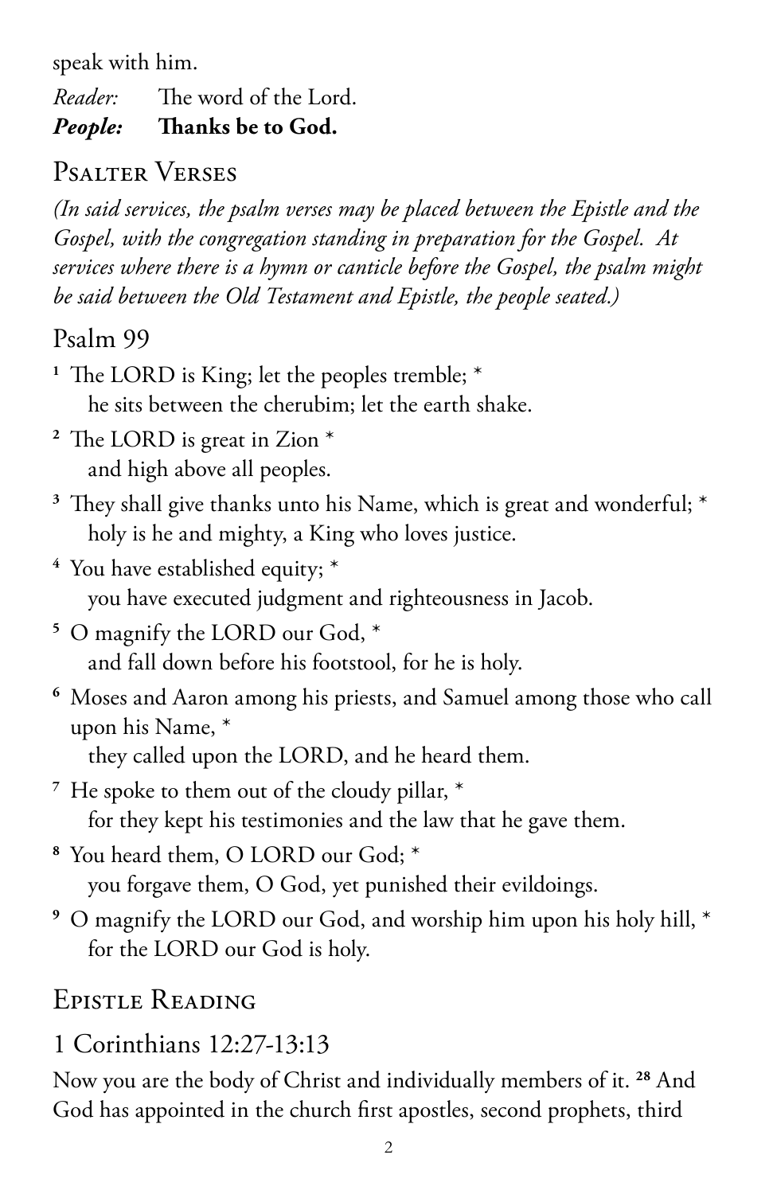speak with him.

*Reader:* The word of the Lord.
***People:*** **Thanks be to God.**

## Psalter Verses

*(In said services, the psalm verses may be placed between the Epistle and the Gospel, with the congregation standing in preparation for the Gospel. At services where there is a hymn or canticle before the Gospel, the psalm might be said between the Old Testament and Epistle, the people seated.)*

### Psalm 99

[1] The LORD is King; let the peoples tremble; *
he sits between the cherubim; let the earth shake.

[2] The LORD is great in Zion *
and high above all peoples.

[3] They shall give thanks unto his Name, which is great and wonderful; *
holy is he and mighty, a King who loves justice.

[4] You have established equity; *
you have executed judgment and righteousness in Jacob.

[5] O magnify the LORD our God, *
and fall down before his footstool, for he is holy.

[6] Moses and Aaron among his priests, and Samuel among those who call upon his Name, *
they called upon the LORD, and he heard them.

[7] He spoke to them out of the cloudy pillar, *
for they kept his testimonies and the law that he gave them.

[8] You heard them, O LORD our God; *
you forgave them, O God, yet punished their evildoings.

[9] O magnify the LORD our God, and worship him upon his holy hill, *
for the LORD our God is holy.

## Epistle Reading

### 1 Corinthians 12:27-13:13

Now you are the body of Christ and individually members of it. [28] And God has appointed in the church first apostles, second prophets, third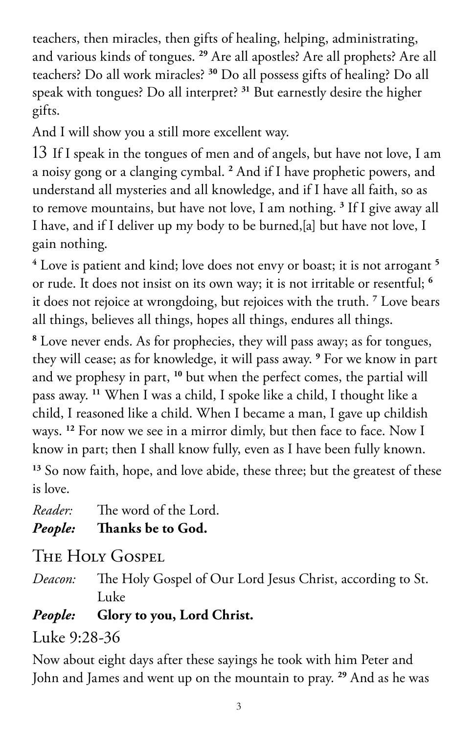teachers, then miracles, then gifts of healing, helping, administrating, and various kinds of tongues. [29] Are all apostles? Are all prophets? Are all teachers? Do all work miracles? [30] Do all possess gifts of healing? Do all speak with tongues? Do all interpret? [31] But earnestly desire the higher gifts.

And I will show you a still more excellent way.

13 If I speak in the tongues of men and of angels, but have not love, I am a noisy gong or a clanging cymbal. [2] And if I have prophetic powers, and understand all mysteries and all knowledge, and if I have all faith, so as to remove mountains, but have not love, I am nothing. [3] If I give away all I have, and if I deliver up my body to be burned,[a] but have not love, I gain nothing.

[4] Love is patient and kind; love does not envy or boast; it is not arrogant [5] or rude. It does not insist on its own way; it is not irritable or resentful; [6] it does not rejoice at wrongdoing, but rejoices with the truth. [7] Love bears all things, believes all things, hopes all things, endures all things.

[8] Love never ends. As for prophecies, they will pass away; as for tongues, they will cease; as for knowledge, it will pass away. [9] For we know in part and we prophesy in part, [10] but when the perfect comes, the partial will pass away. [11] When I was a child, I spoke like a child, I thought like a child, I reasoned like a child. When I became a man, I gave up childish ways. [12] For now we see in a mirror dimly, but then face to face. Now I know in part; then I shall know fully, even as I have been fully known.

[13] So now faith, hope, and love abide, these three; but the greatest of these is love.

*Reader:* The word of the Lord.
***People:*** **Thanks be to God.**

## The Holy Gospel

*Deacon:* The Holy Gospel of Our Lord Jesus Christ, according to St. Luke
***People:*** **Glory to you, Lord Christ.**

### Luke 9:28-36

Now about eight days after these sayings he took with him Peter and John and James and went up on the mountain to pray. [29] And as he was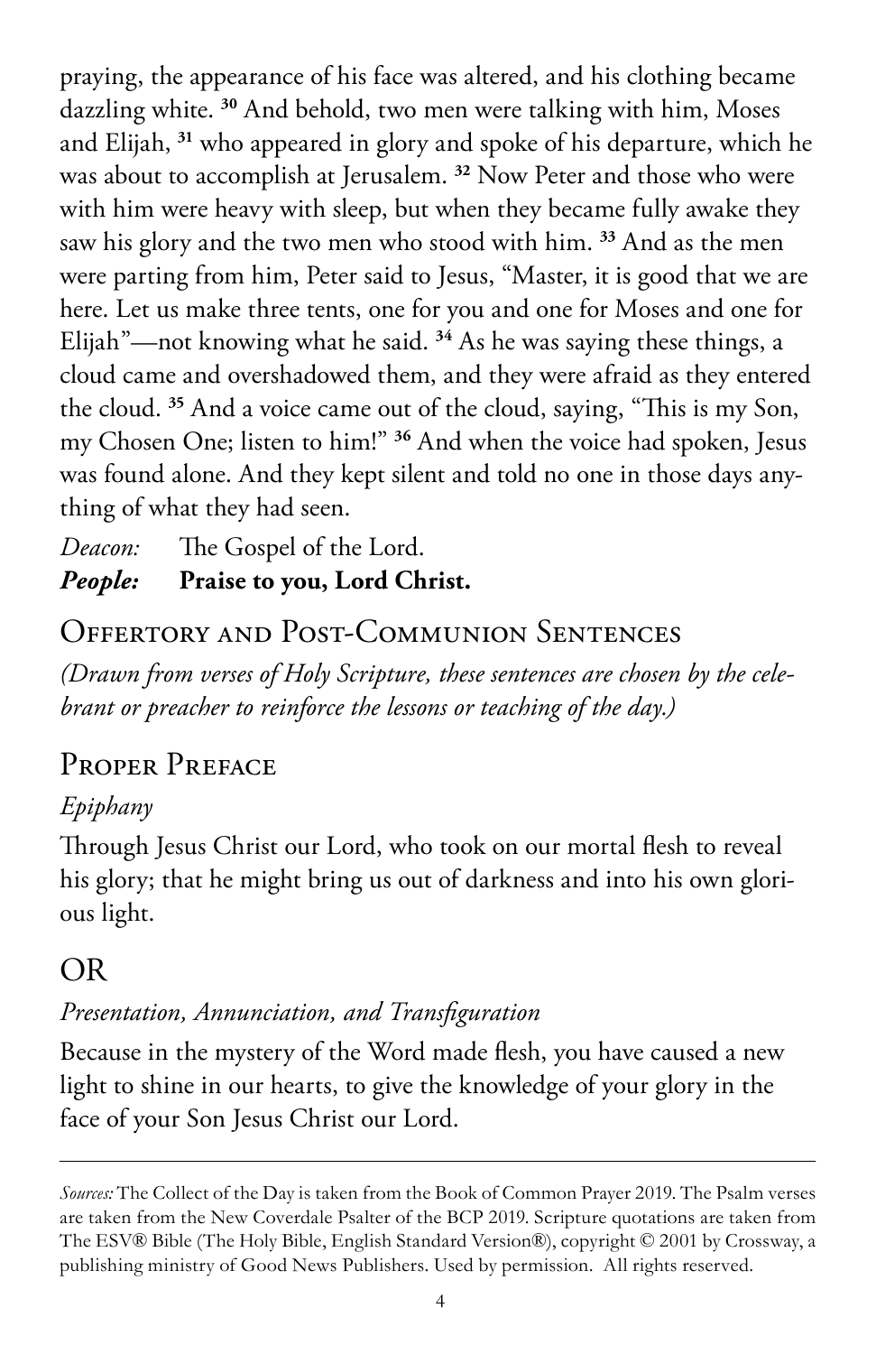praying, the appearance of his face was altered, and his clothing became dazzling white. [30] And behold, two men were talking with him, Moses and Elijah, [31] who appeared in glory and spoke of his departure, which he was about to accomplish at Jerusalem. [32] Now Peter and those who were with him were heavy with sleep, but when they became fully awake they saw his glory and the two men who stood with him. [33] And as the men were parting from him, Peter said to Jesus, "Master, it is good that we are here. Let us make three tents, one for you and one for Moses and one for Elijah"—not knowing what he said. [34] As he was saying these things, a cloud came and overshadowed them, and they were afraid as they entered the cloud. [35] And a voice came out of the cloud, saying, "This is my Son, my Chosen One; listen to him!" [36] And when the voice had spoken, Jesus was found alone. And they kept silent and told no one in those days anything of what they had seen.

*Deacon:* The Gospel of the Lord.
***People:*** **Praise to you, Lord Christ.**

## Offertory and Post-Communion Sentences

*(Drawn from verses of Holy Scripture, these sentences are chosen by the celebrant or preacher to reinforce the lessons or teaching of the day.)*

## Proper Preface

*Epiphany*

Through Jesus Christ our Lord, who took on our mortal flesh to reveal his glory; that he might bring us out of darkness and into his own glorious light.

## OR

*Presentation, Annunciation, and Transfiguration*

Because in the mystery of the Word made flesh, you have caused a new light to shine in our hearts, to give the knowledge of your glory in the face of your Son Jesus Christ our Lord.

---

*Sources:* The Collect of the Day is taken from the Book of Common Prayer 2019. The Psalm verses are taken from the New Coverdale Psalter of the BCP 2019. Scripture quotations are taken from The ESV® Bible (The Holy Bible, English Standard Version®), copyright © 2001 by Crossway, a publishing ministry of Good News Publishers. Used by permission. All rights reserved.